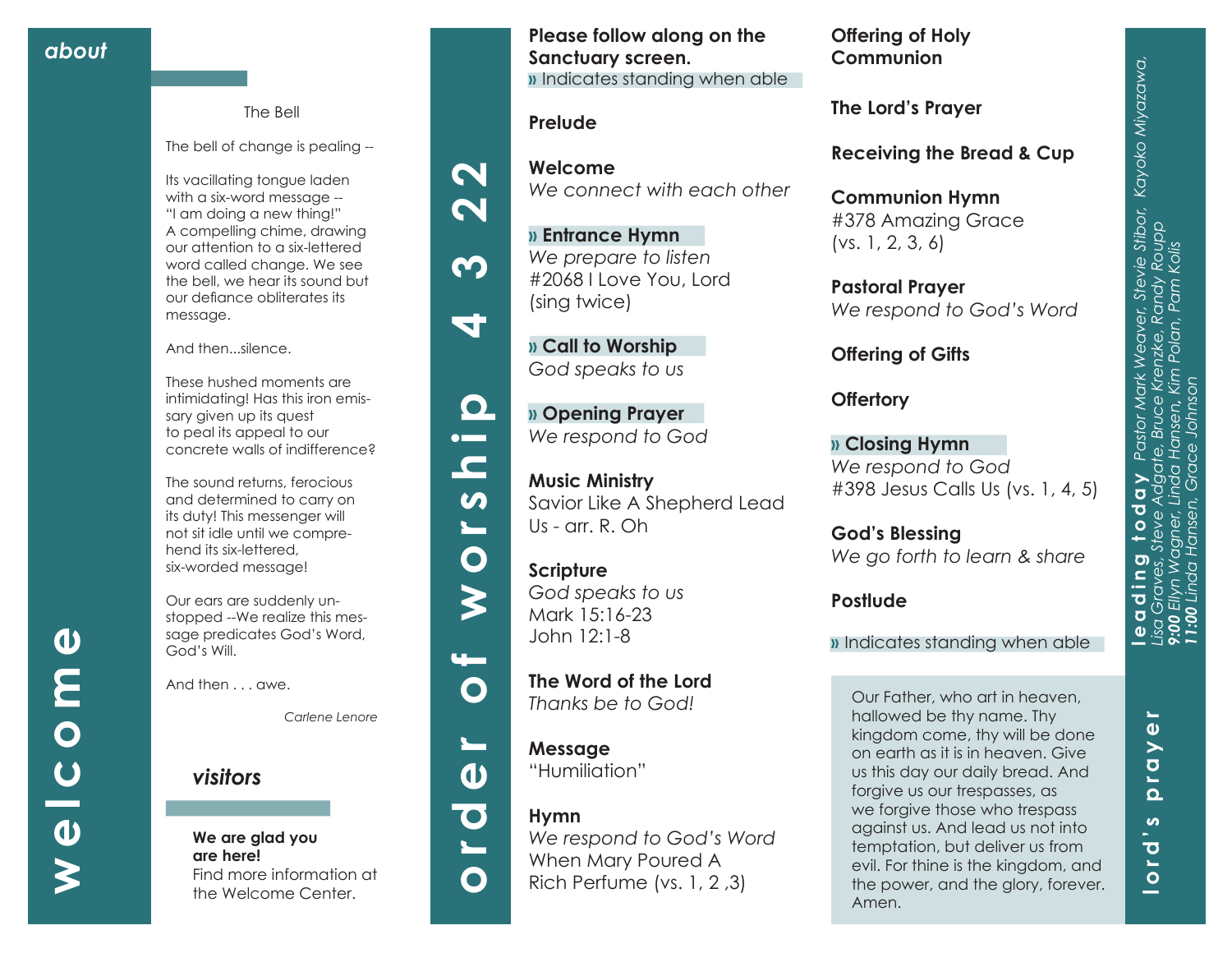# welcome

## about

The Bell

The bell of change is pealing --

Its vacillating tongue laden with a six-word message -- “I am doing a new thing!” A compelling chime, drawing our attention to a six-lettered word called change. We see the bell, we hear its sound but our defiance obliterates its message.

And then...silence.

These hushed moments are intimidating! Has this iron emissary given up its quest to peal its appeal to our concrete walls of indifference?

The sound returns, ferocious and determined to carry on its duty! This messenger will not sit idle until we comprehend its six-lettered, six-worded message!

Our ears are suddenly unstopped --We realize this message predicates God’s Word, God’s Will.

And then . . . awe.

*Carlene Lenore*

## *visitors*

**We are glad you are here!**
Find more information at the Welcome Center.

# order of worship 4 3 22

**Please follow along on the Sanctuary screen.**
» Indicates standing when able

**Prelude**

**Welcome**
*We connect with each other*

**» Entrance Hymn**
*We prepare to listen*
#2068 I Love You, Lord
(sing twice)

**» Call to Worship**
*God speaks to us*

**» Opening Prayer**
*We respond to God*

**Music Ministry**
Savior Like A Shepherd Lead Us - arr. R. Oh

**Scripture**
*God speaks to us*
Mark 15:16-23
John 12:1-8

**The Word of the Lord**
*Thanks be to God!*

**Message**
“Humiliation”

**Hymn**
*We respond to God’s Word*
When Mary Poured A Rich Perfume (vs. 1, 2 ,3)

**Offering of Holy Communion**

**The Lord’s Prayer**

**Receiving the Bread & Cup**

**Communion Hymn**
#378 Amazing Grace
(vs. 1, 2, 3, 6)

**Pastoral Prayer**
*We respond to God’s Word*

**Offering of Gifts**

**Offertory**

**» Closing Hymn**
*We respond to God*
#398 Jesus Calls Us (vs. 1, 4, 5)

**God’s Blessing**
*We go forth to learn & share*

**Postlude**

» Indicates standing when able

## lord’s prayer

Our Father, who art in heaven, hallowed be thy name. Thy kingdom come, thy will be done on earth as it is in heaven. Give us this day our daily bread. And forgive us our trespasses, as we forgive those who trespass against us. And lead us not into temptation, but deliver us from evil. For thine is the kingdom, and the power, and the glory, forever. Amen.

## leading today

*Pastor Mark Weaver, Stevie Stibor, Kayoko Miyazawa, Lisa Graves, Steve Adgate, Bruce Krenzke, Randy Roupp*
***9:00** Ellyn Wagner, Linda Hansen, Kim Polan, Pam Kolis*
***11:00** Linda Hansen, Grace Johnson*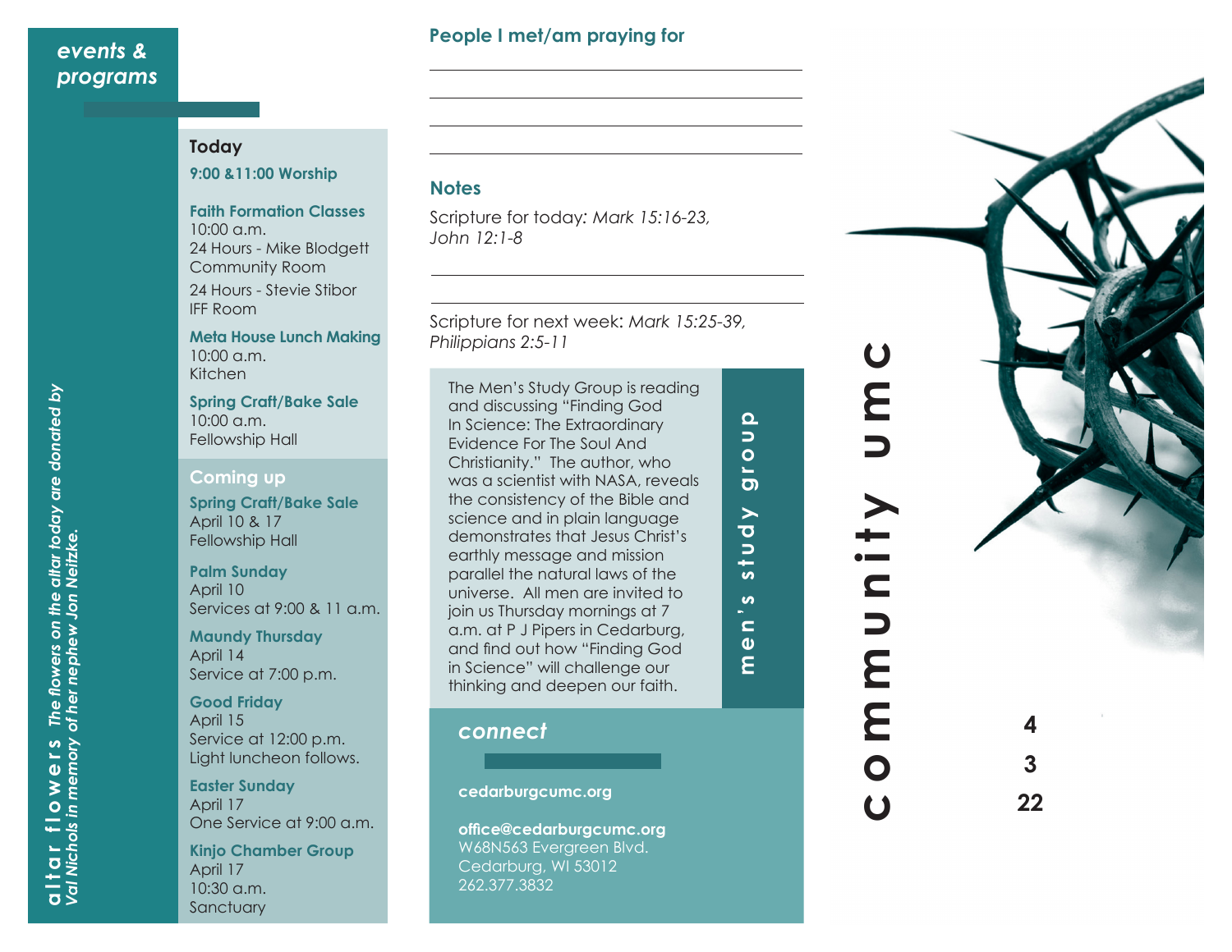## events & programs

### Today

**9:00 &11:00 Worship**

**Faith Formation Classes**
10:00 a.m.
24 Hours - Mike Blodgett
Community Room
24 Hours - Stevie Stibor
IFF Room

**Meta House Lunch Making**
10:00 a.m.
Kitchen

**Spring Craft/Bake Sale**
10:00 a.m.
Fellowship Hall

### Coming up

**Spring Craft/Bake Sale**
April 10 & 17
Fellowship Hall

**Palm Sunday**
April 10
Services at 9:00 & 11 a.m.

**Maundy Thursday**
April 14
Service at 7:00 p.m.

**Good Friday**
April 15
Service at 12:00 p.m.
Light luncheon follows.

**Easter Sunday**
April 17
One Service at 9:00 a.m.

**Kinjo Chamber Group**
April 17
10:30 a.m.
Sanctuary

**altar flowers** *The flowers on the altar today are donated by Val Nichols in memory of her nephew Jon Neitzke.*

## People I met/am praying for

## Notes

Scripture for today: *Mark 15:16-23, John 12:1-8*

Scripture for next week: *Mark 15:25-39, Philippians 2:5-11*

## men's study group

The Men's Study Group is reading and discussing "Finding God In Science: The Extraordinary Evidence For The Soul And Christianity." The author, who was a scientist with NASA, reveals the consistency of the Bible and science and in plain language demonstrates that Jesus Christ's earthly message and mission parallel the natural laws of the universe. All men are invited to join us Thursday mornings at 7 a.m. at P J Pipers in Cedarburg, and find out how "Finding God in Science" will challenge our thinking and deepen our faith.

## connect

**cedarburgcumc.org**

**office@cedarburgcumc.org**
W68N563 Evergreen Blvd.
Cedarburg, WI 53012
262.377.3832

# community umc

**4**
**3**
**22**